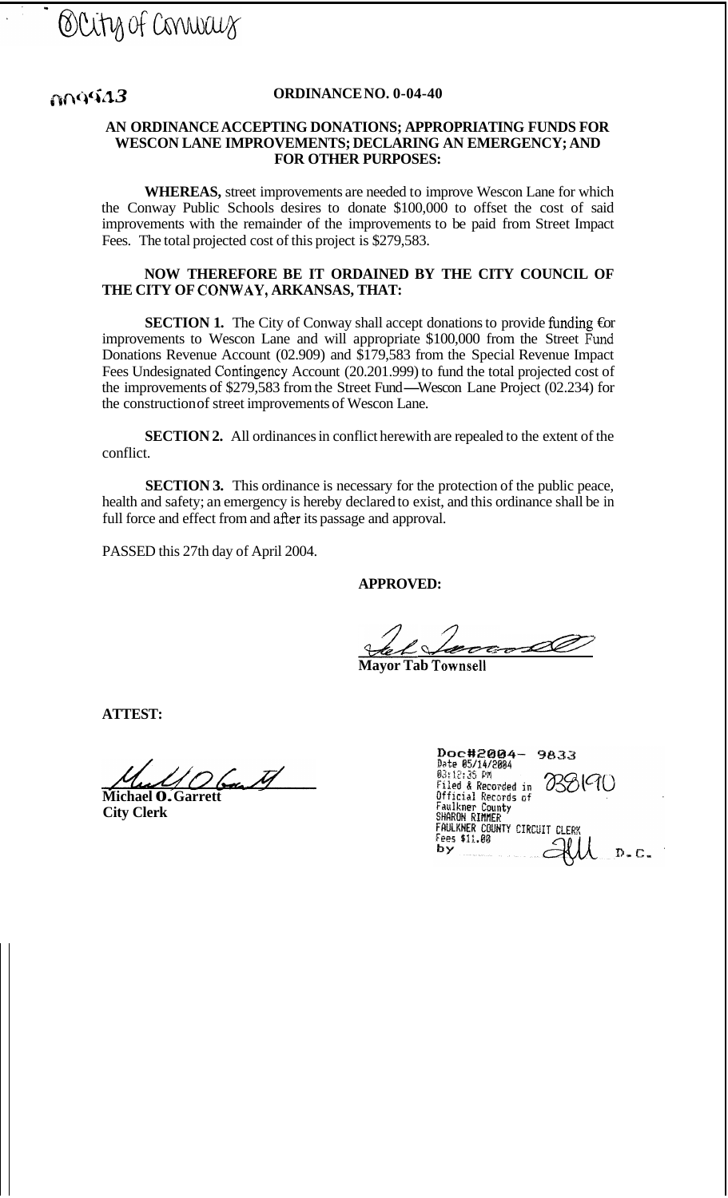City of Conway

000943

**ORDINANCE NO. 0-04-40**

**AN ORDINANCE ACCEPTING DONATIONS; APPROPRIATING FUNDS FOR WESCON LANE IMPROVEMENTS; DECLARING AN EMERGENCY; AND FOR OTHER PURPOSES:**

**WHEREAS,** street improvements are needed to improve Wescon Lane for which the Conway Public Schools desires to donate $100,000 to offset the cost of said improvements with the remainder of the improvements to be paid from Street Impact Fees. The total projected cost of this project is $279,583.

**NOW THEREFORE BE IT ORDAINED BY THE CITY COUNCIL OF THE CITY OF CONWAY, ARKANSAS, THAT:**

**SECTION 1.** The City of Conway shall accept donations to provide funding for improvements to Wescon Lane and will appropriate $100,000 from the Street Fund Donations Revenue Account (02.909) and $179,583 from the Special Revenue Impact Fees Undesignated Contingency Account (20.201.999) to fund the total projected cost of the improvements of $279,583 from the Street Fund—Wescon Lane Project (02.234) for the construction of street improvements of Wescon Lane.

**SECTION 2.** All ordinances in conflict herewith are repealed to the extent of the conflict.

**SECTION 3.** This ordinance is necessary for the protection of the public peace, health and safety; an emergency is hereby declared to exist, and this ordinance shall be in full force and effect from and after its passage and approval.

PASSED this 27th day of April 2004.

**APPROVED:**

**Mayor Tab Townsell**

**ATTEST:**

**Michael O. Garrett**
**City Clerk**

Doc#2004- 9833
Date 05/14/2004
03:12:35 PM
Filed & Recorded in Official Records of Faulkner County
SHARON RIMMER
FAULKNER COUNTY CIRCUIT CLERK
Fees $11.00
by D.C.

338190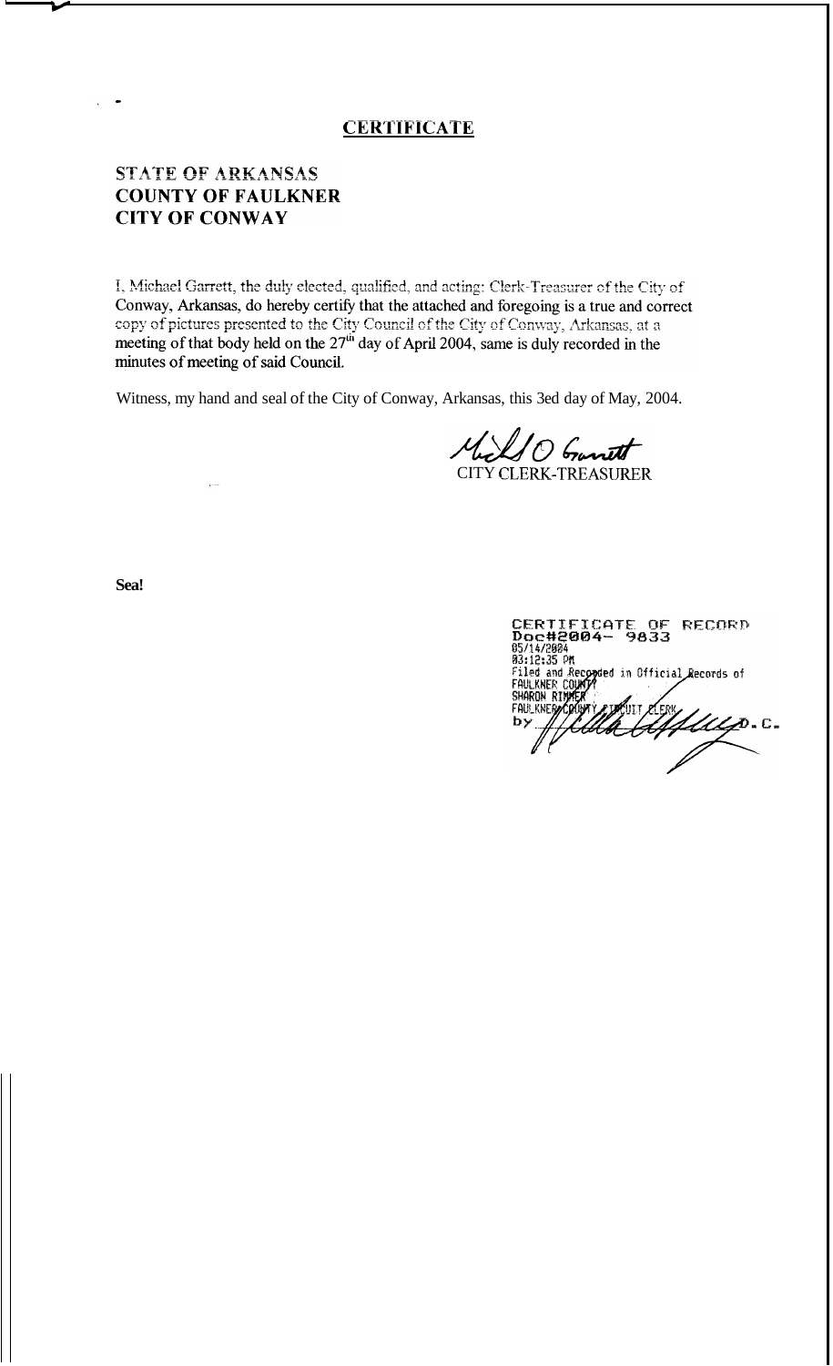# CERTIFICATE

**STATE OF ARKANSAS**
**COUNTY OF FAULKNER**
**CITY OF CONWAY**

I, Michael Garrett, the duly elected, qualified, and acting: Clerk-Treasurer of the City of Conway, Arkansas, do hereby certify that the attached and foregoing is a true and correct copy of pictures presented to the City Council of the City of Conway, Arkansas, at a meeting of that body held on the 27th day of April 2004, same is duly recorded in the minutes of meeting of said Council.

Witness, my hand and seal of the City of Conway, Arkansas, this 3ed day of May, 2004.

CITY CLERK-TREASURER

**Sea!**

CERTIFICATE OF RECORD
Doc#2004- 9833
05/14/2004
03:12:35 PM
Filed and Recorded in Official Records of
FAULKNER COUNTY
SHARON RIMMER
FAULKNER COUNTY CIRCUIT CLERK
by D.C.